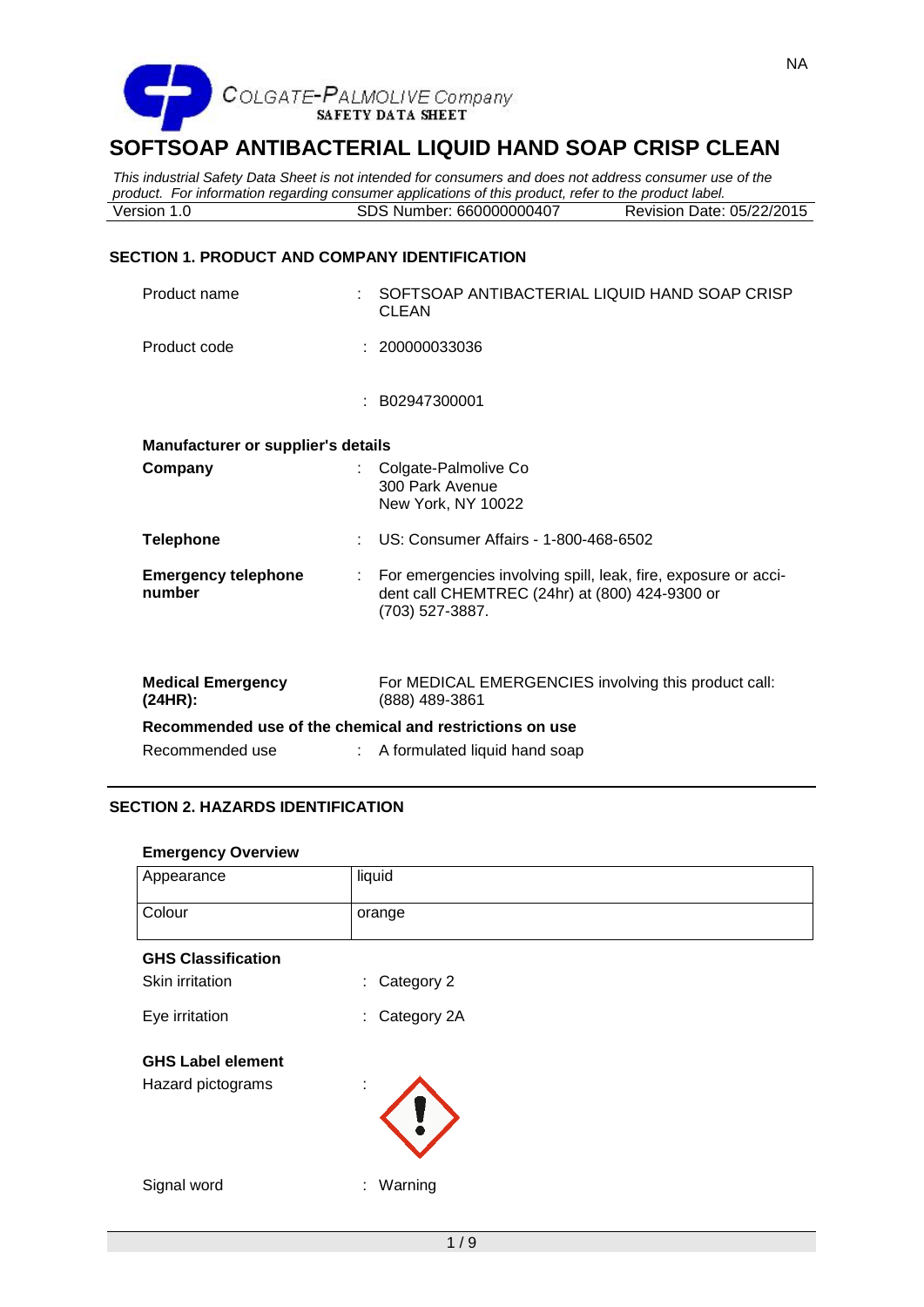NA

COLGATE-PALMOLIVE Company
SAFETY DATA SHEET

# SOFTSOAP ANTIBACTERIAL LIQUID HAND SOAP CRISP CLEAN

*This industrial Safety Data Sheet is not intended for consumers and does not address consumer use of the product. For information regarding consumer applications of this product, refer to the product label.*

| Version 1.0 | SDS Number: 660000000407 | Revision Date: 05/22/2015 |
|---|---|---|

## SECTION 1. PRODUCT AND COMPANY IDENTIFICATION

Product name : SOFTSOAP ANTIBACTERIAL LIQUID HAND SOAP CRISP CLEAN

Product code : 200000033036

: B02947300001

**Manufacturer or supplier's details**

**Company** : Colgate-Palmolive Co
300 Park Avenue
New York, NY 10022

**Telephone** : US: Consumer Affairs - 1-800-468-6502

**Emergency telephone number** : For emergencies involving spill, leak, fire, exposure or accident call CHEMTREC (24hr) at (800) 424-9300 or (703) 527-3887.

**Medical Emergency (24HR):** For MEDICAL EMERGENCIES involving this product call: (888) 489-3861

**Recommended use of the chemical and restrictions on use**

Recommended use : A formulated liquid hand soap

## SECTION 2. HAZARDS IDENTIFICATION

**Emergency Overview**

| Appearance | liquid |
|---|---|
| Colour | orange |

**GHS Classification**

Skin irritation : Category 2

Eye irritation : Category 2A

**GHS Label element**

Hazard pictograms :

Signal word : Warning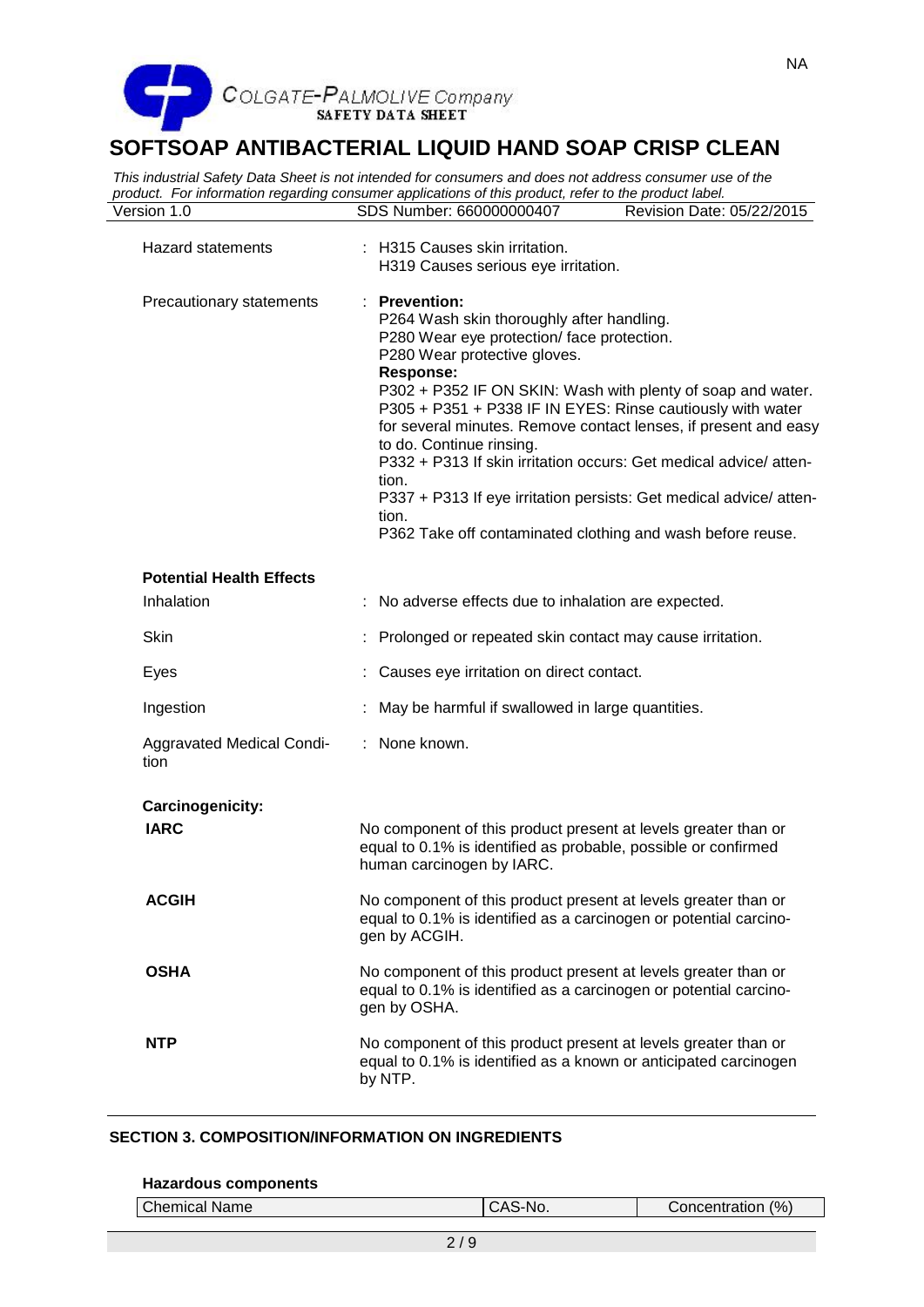| | | |
|---|---|---|
| Hazard statements | : | H315 Causes skin irritation.<br>H319 Causes serious eye irritation. |
| Precautionary statements | : | **Prevention:**<br>P264 Wash skin thoroughly after handling.<br>P280 Wear eye protection/ face protection.<br>P280 Wear protective gloves.<br>**Response:**<br>P302 + P352 IF ON SKIN: Wash with plenty of soap and water.<br>P305 + P351 + P338 IF IN EYES: Rinse cautiously with water for several minutes. Remove contact lenses, if present and easy to do. Continue rinsing.<br>P332 + P313 If skin irritation occurs: Get medical advice/ attention.<br>P337 + P313 If eye irritation persists: Get medical advice/ attention.<br>P362 Take off contaminated clothing and wash before reuse. |

**Potential Health Effects**

| | | |
|---|---|---|
| Inhalation | : | No adverse effects due to inhalation are expected. |
| Skin | : | Prolonged or repeated skin contact may cause irritation. |
| Eyes | : | Causes eye irritation on direct contact. |
| Ingestion | : | May be harmful if swallowed in large quantities. |
| Aggravated Medical Condition | : | None known. |

**Carcinogenicity:**

| | |
|---|---|
| **IARC** | No component of this product present at levels greater than or equal to 0.1% is identified as probable, possible or confirmed human carcinogen by IARC. |
| **ACGIH** | No component of this product present at levels greater than or equal to 0.1% is identified as a carcinogen or potential carcinogen by ACGIH. |
| **OSHA** | No component of this product present at levels greater than or equal to 0.1% is identified as a carcinogen or potential carcinogen by OSHA. |
| **NTP** | No component of this product present at levels greater than or equal to 0.1% is identified as a known or anticipated carcinogen by NTP. |

## SECTION 3. COMPOSITION/INFORMATION ON INGREDIENTS

**Hazardous components**

| Chemical Name | CAS-No. | Concentration (%) |
|---|---|---|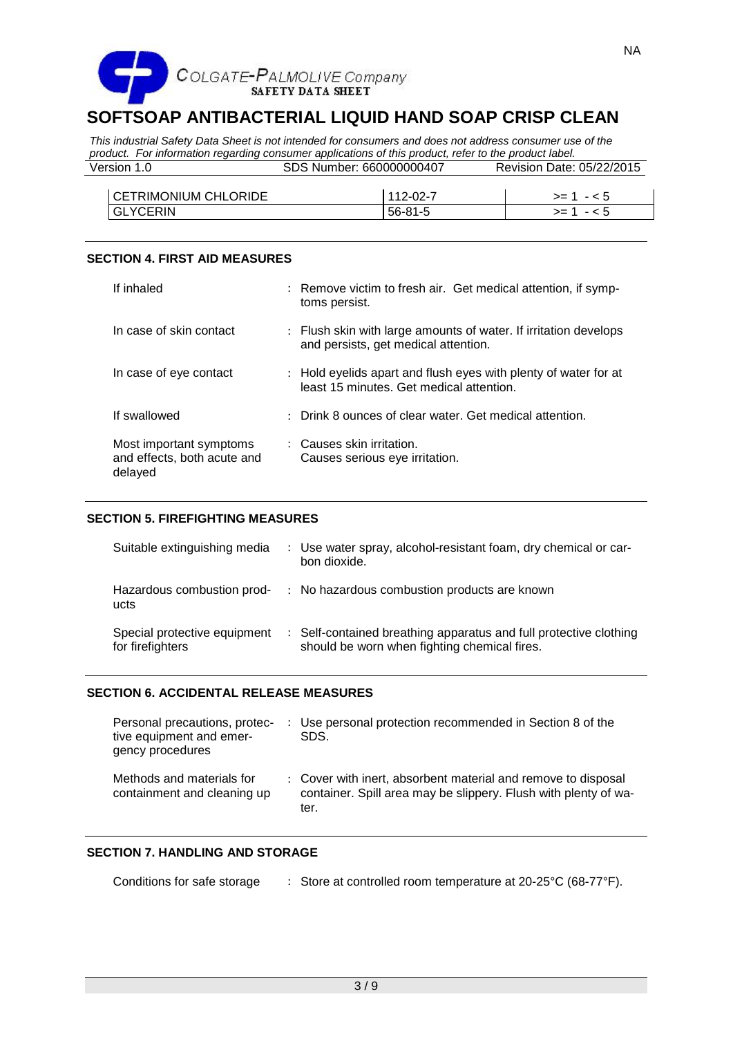| | | |
|---|---|---|
| CETRIMONIUM CHLORIDE | 112-02-7 | >= 1 - < 5 |
| GLYCERIN | 56-81-5 | >= 1 - < 5 |

## SECTION 4. FIRST AID MEASURES

| | |
|---|---|
| If inhaled | : Remove victim to fresh air. Get medical attention, if symptoms persist. |
| In case of skin contact | : Flush skin with large amounts of water. If irritation develops and persists, get medical attention. |
| In case of eye contact | : Hold eyelids apart and flush eyes with plenty of water for at least 15 minutes. Get medical attention. |
| If swallowed | : Drink 8 ounces of clear water. Get medical attention. |
| Most important symptoms and effects, both acute and delayed | : Causes skin irritation.<br>Causes serious eye irritation. |

## SECTION 5. FIREFIGHTING MEASURES

| | |
|---|---|
| Suitable extinguishing media | : Use water spray, alcohol-resistant foam, dry chemical or carbon dioxide. |
| Hazardous combustion products | : No hazardous combustion products are known |
| Special protective equipment for firefighters | : Self-contained breathing apparatus and full protective clothing should be worn when fighting chemical fires. |

## SECTION 6. ACCIDENTAL RELEASE MEASURES

| | |
|---|---|
| Personal precautions, protective equipment and emergency procedures | : Use personal protection recommended in Section 8 of the SDS. |
| Methods and materials for containment and cleaning up | : Cover with inert, absorbent material and remove to disposal container. Spill area may be slippery. Flush with plenty of water. |

## SECTION 7. HANDLING AND STORAGE

| | |
|---|---|
| Conditions for safe storage | : Store at controlled room temperature at 20-25°C (68-77°F). |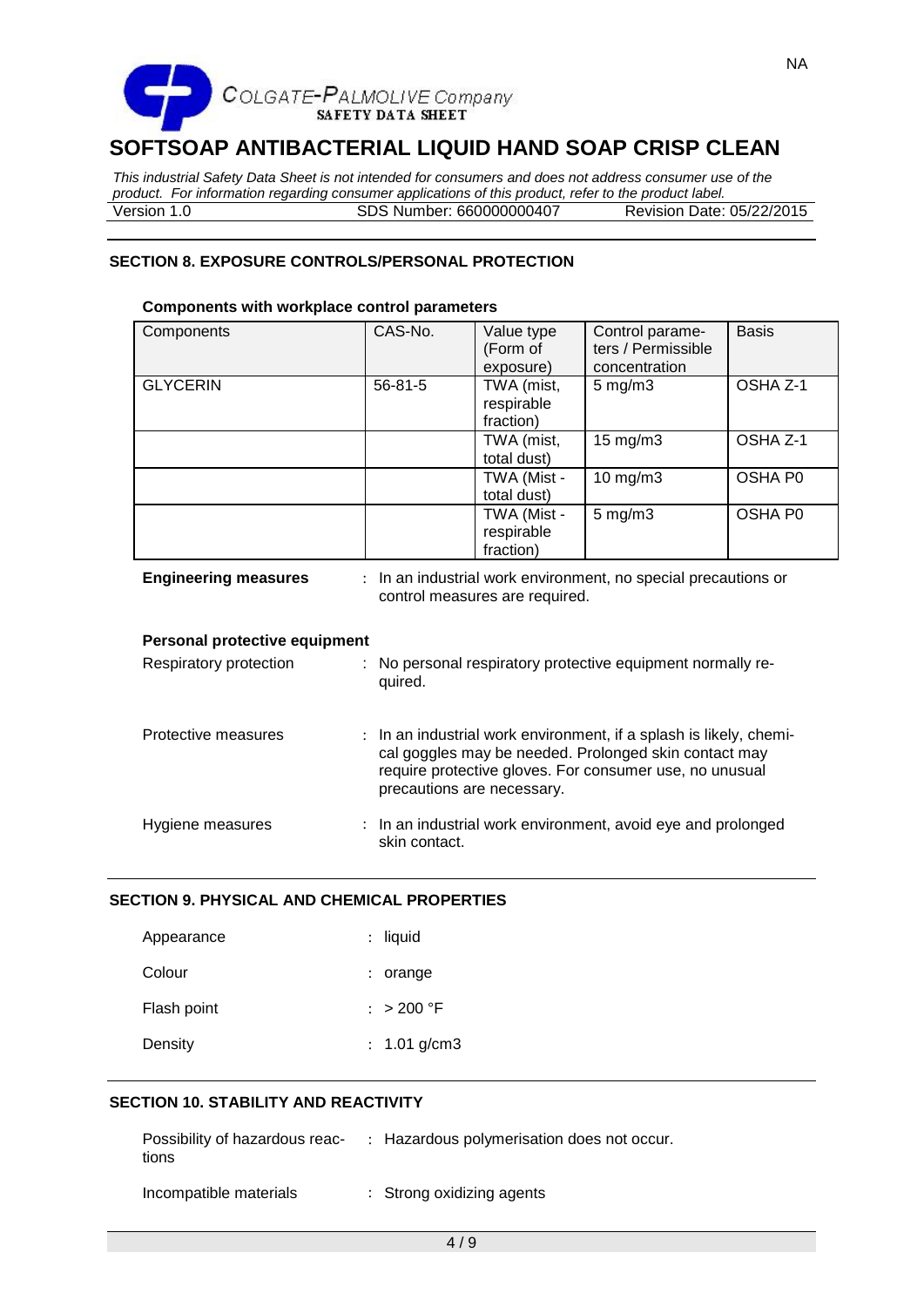# SOFTSOAP ANTIBACTERIAL LIQUID HAND SOAP CRISP CLEAN

*This industrial Safety Data Sheet is not intended for consumers and does not address consumer use of the product. For information regarding consumer applications of this product, refer to the product label.*

| Version 1.0 | SDS Number: 660000000407 | Revision Date: 05/22/2015 |
|---|---|---|

## SECTION 8. EXPOSURE CONTROLS/PERSONAL PROTECTION

**Components with workplace control parameters**

| Components | CAS-No. | Value type (Form of exposure) | Control parameters / Permissible concentration | Basis |
|---|---|---|---|---|
| GLYCERIN | 56-81-5 | TWA (mist, respirable fraction) | 5 mg/m3 | OSHA Z-1 |
| | | TWA (mist, total dust) | 15 mg/m3 | OSHA Z-1 |
| | | TWA (Mist - total dust) | 10 mg/m3 | OSHA P0 |
| | | TWA (Mist - respirable fraction) | 5 mg/m3 | OSHA P0 |

**Engineering measures** : In an industrial work environment, no special precautions or control measures are required.

**Personal protective equipment**

Respiratory protection : No personal respiratory protective equipment normally required.

Protective measures : In an industrial work environment, if a splash is likely, chemical goggles may be needed. Prolonged skin contact may require protective gloves. For consumer use, no unusual precautions are necessary.

Hygiene measures : In an industrial work environment, avoid eye and prolonged skin contact.

## SECTION 9. PHYSICAL AND CHEMICAL PROPERTIES

Appearance : liquid

Colour : orange

Flash point : > 200 °F

Density : 1.01 g/cm3

## SECTION 10. STABILITY AND REACTIVITY

Possibility of hazardous reactions : Hazardous polymerisation does not occur.

Incompatible materials : Strong oxidizing agents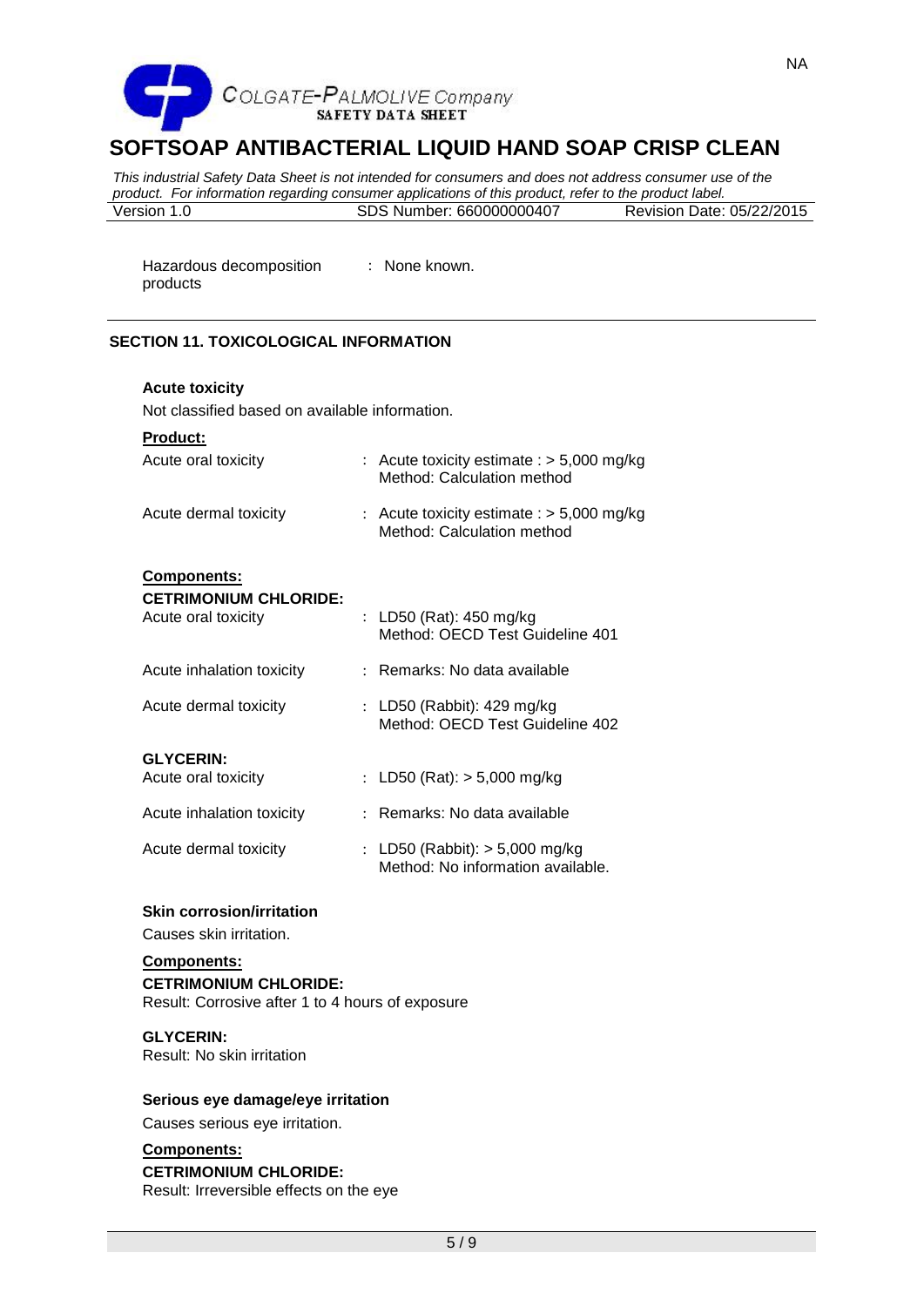Hazardous decomposition products : None known.

## SECTION 11. TOXICOLOGICAL INFORMATION

**Acute toxicity**

Not classified based on available information.

**Product:**

Acute oral toxicity : Acute toxicity estimate : > 5,000 mg/kg
Method: Calculation method

Acute dermal toxicity : Acute toxicity estimate : > 5,000 mg/kg
Method: Calculation method

**Components:**

**CETRIMONIUM CHLORIDE:**

Acute oral toxicity : LD50 (Rat): 450 mg/kg
Method: OECD Test Guideline 401

Acute inhalation toxicity : Remarks: No data available

Acute dermal toxicity : LD50 (Rabbit): 429 mg/kg
Method: OECD Test Guideline 402

**GLYCERIN:**

Acute oral toxicity : LD50 (Rat): > 5,000 mg/kg

Acute inhalation toxicity : Remarks: No data available

Acute dermal toxicity : LD50 (Rabbit): > 5,000 mg/kg
Method: No information available.

**Skin corrosion/irritation**

Causes skin irritation.

**Components:**

**CETRIMONIUM CHLORIDE:**
Result: Corrosive after 1 to 4 hours of exposure

**GLYCERIN:**
Result: No skin irritation

**Serious eye damage/eye irritation**

Causes serious eye irritation.

**Components:**

**CETRIMONIUM CHLORIDE:**
Result: Irreversible effects on the eye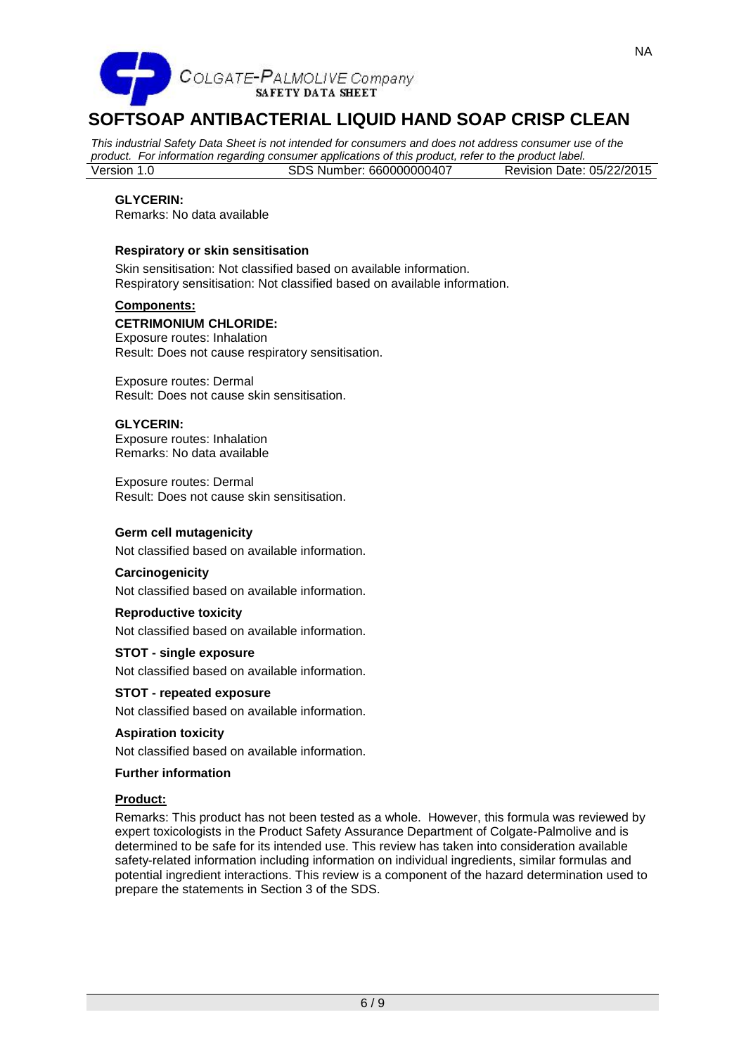**GLYCERIN:**
Remarks: No data available

**Respiratory or skin sensitisation**

Skin sensitisation: Not classified based on available information.
Respiratory sensitisation: Not classified based on available information.

**Components:**

**CETRIMONIUM CHLORIDE:**
Exposure routes: Inhalation
Result: Does not cause respiratory sensitisation.

Exposure routes: Dermal
Result: Does not cause skin sensitisation.

**GLYCERIN:**
Exposure routes: Inhalation
Remarks: No data available

Exposure routes: Dermal
Result: Does not cause skin sensitisation.

**Germ cell mutagenicity**

Not classified based on available information.

**Carcinogenicity**

Not classified based on available information.

**Reproductive toxicity**

Not classified based on available information.

**STOT - single exposure**

Not classified based on available information.

**STOT - repeated exposure**

Not classified based on available information.

**Aspiration toxicity**

Not classified based on available information.

**Further information**

**Product:**

Remarks: This product has not been tested as a whole. However, this formula was reviewed by expert toxicologists in the Product Safety Assurance Department of Colgate-Palmolive and is determined to be safe for its intended use. This review has taken into consideration available safety-related information including information on individual ingredients, similar formulas and potential ingredient interactions. This review is a component of the hazard determination used to prepare the statements in Section 3 of the SDS.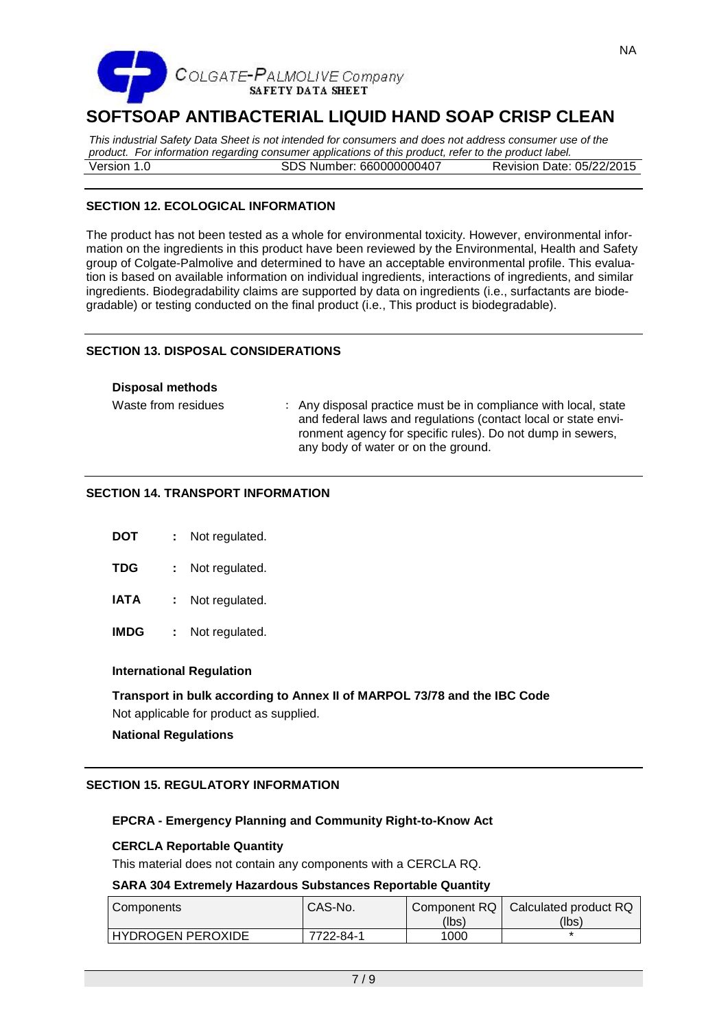## SECTION 12. ECOLOGICAL INFORMATION

The product has not been tested as a whole for environmental toxicity. However, environmental information on the ingredients in this product have been reviewed by the Environmental, Health and Safety group of Colgate-Palmolive and determined to have an acceptable environmental profile. This evaluation is based on available information on individual ingredients, interactions of ingredients, and similar ingredients. Biodegradability claims are supported by data on ingredients (i.e., surfactants are biodegradable) or testing conducted on the final product (i.e., This product is biodegradable).

## SECTION 13. DISPOSAL CONSIDERATIONS

**Disposal methods**

Waste from residues : Any disposal practice must be in compliance with local, state and federal laws and regulations (contact local or state environment agency for specific rules). Do not dump in sewers, any body of water or on the ground.

## SECTION 14. TRANSPORT INFORMATION

**DOT** : Not regulated.

**TDG** : Not regulated.

**IATA** : Not regulated.

**IMDG** : Not regulated.

**International Regulation**

**Transport in bulk according to Annex II of MARPOL 73/78 and the IBC Code**

Not applicable for product as supplied.

**National Regulations**

## SECTION 15. REGULATORY INFORMATION

**EPCRA - Emergency Planning and Community Right-to-Know Act**

**CERCLA Reportable Quantity**

This material does not contain any components with a CERCLA RQ.

**SARA 304 Extremely Hazardous Substances Reportable Quantity**

| Components | CAS-No. | Component RQ (lbs) | Calculated product RQ (lbs) |
|---|---|---|---|
| HYDROGEN PEROXIDE | 7722-84-1 | 1000 | * |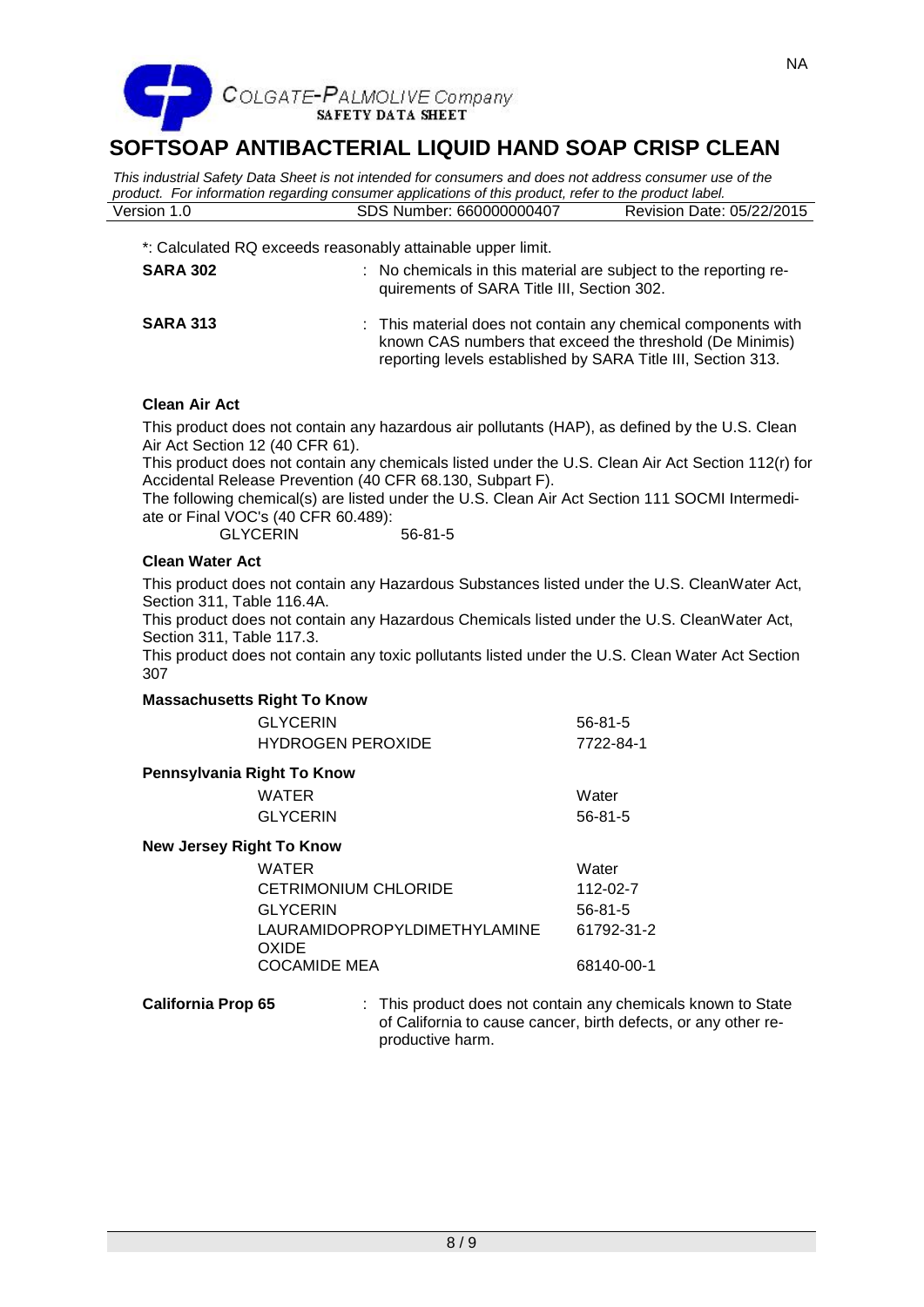*: Calculated RQ exceeds reasonably attainable upper limit.

| | |
|---|---|
| **SARA 302** | : No chemicals in this material are subject to the reporting requirements of SARA Title III, Section 302. |
| **SARA 313** | : This material does not contain any chemical components with known CAS numbers that exceed the threshold (De Minimis) reporting levels established by SARA Title III, Section 313. |

**Clean Air Act**

This product does not contain any hazardous air pollutants (HAP), as defined by the U.S. Clean Air Act Section 12 (40 CFR 61).

This product does not contain any chemicals listed under the U.S. Clean Air Act Section 112(r) for Accidental Release Prevention (40 CFR 68.130, Subpart F).

The following chemical(s) are listed under the U.S. Clean Air Act Section 111 SOCMI Intermediate or Final VOC's (40 CFR 60.489):

GLYCERIN 56-81-5

**Clean Water Act**

This product does not contain any Hazardous Substances listed under the U.S. CleanWater Act, Section 311, Table 116.4A.

This product does not contain any Hazardous Chemicals listed under the U.S. CleanWater Act, Section 311, Table 117.3.

This product does not contain any toxic pollutants listed under the U.S. Clean Water Act Section 307

**Massachusetts Right To Know**

| | |
|---|---|
| GLYCERIN | 56-81-5 |
| HYDROGEN PEROXIDE | 7722-84-1 |

**Pennsylvania Right To Know**

| | |
|---|---|
| WATER | Water |
| GLYCERIN | 56-81-5 |

**New Jersey Right To Know**

| | |
|---|---|
| WATER | Water |
| CETRIMONIUM CHLORIDE | 112-02-7 |
| GLYCERIN | 56-81-5 |
| LAURAMIDOPROPYLDIMETHYLAMINE OXIDE | 61792-31-2 |
| COCAMIDE MEA | 68140-00-1 |

**California Prop 65** : This product does not contain any chemicals known to State of California to cause cancer, birth defects, or any other reproductive harm.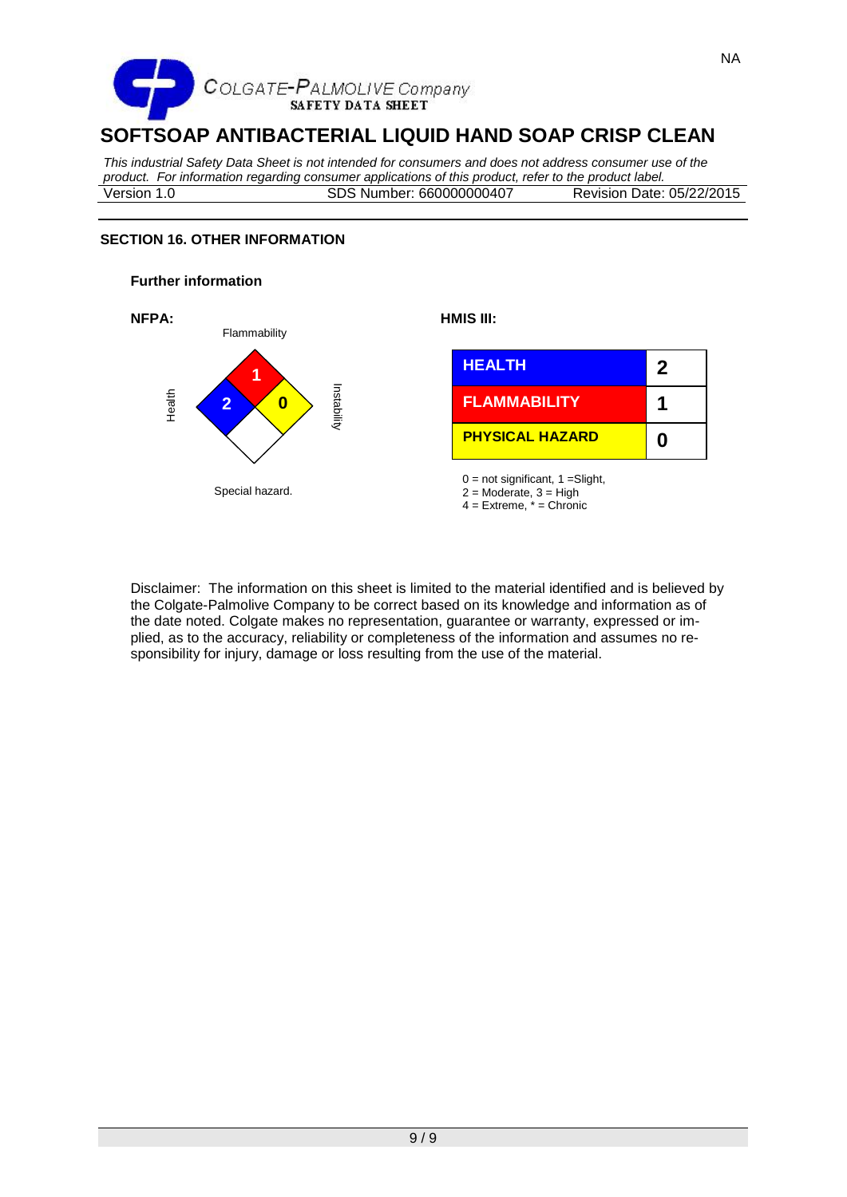# SOFTSOAP ANTIBACTERIAL LIQUID HAND SOAP CRISP CLEAN

*This industrial Safety Data Sheet is not intended for consumers and does not address consumer use of the product. For information regarding consumer applications of this product, refer to the product label.*

Version 1.0 | SDS Number: 660000000407 | Revision Date: 05/22/2015

## SECTION 16. OTHER INFORMATION

### Further information

**NFPA:**

Flammability

1

Health

2

0

Instability

Special hazard.

**HMIS III:**

| | |
|---|---|
| **HEALTH** | **2** |
| **FLAMMABILITY** | **1** |
| **PHYSICAL HAZARD** | **0** |

0 = not significant, 1 =Slight,
2 = Moderate, 3 = High
4 = Extreme, * = Chronic

Disclaimer: The information on this sheet is limited to the material identified and is believed by the Colgate-Palmolive Company to be correct based on its knowledge and information as of the date noted. Colgate makes no representation, guarantee or warranty, expressed or implied, as to the accuracy, reliability or completeness of the information and assumes no responsibility for injury, damage or loss resulting from the use of the material.